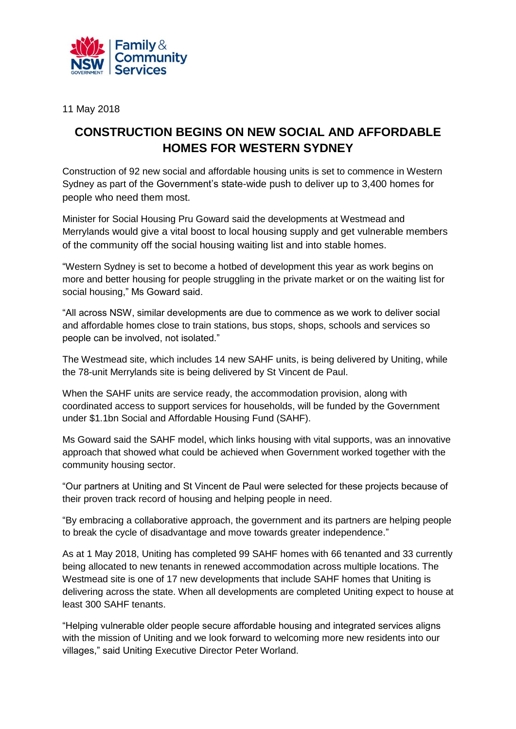11 May 2018

# CONSTRUCTION BEGINS ON NEW SOCIAL AND AFFORDABLE HOMES FOR WESTERN SYDNEY

Construction of 92 new social and affordable housing units is set to commence in Western Sydney as part of the Government's state-wide push to deliver up to 3,400 homes for people who need them most.

Minister for Social Housing Pru Goward said the developments at Westmead and Merrylands would give a vital boost to local housing supply and get vulnerable members of the community off the social housing waiting list and into stable homes.

"Western Sydney is set to become a hotbed of development this year as work begins on more and better housing for people struggling in the private market or on the waiting list for social housing," Ms Goward said.

"All across NSW, similar developments are due to commence as we work to deliver social and affordable homes close to train stations, bus stops, shops, schools and services so people can be involved, not isolated."

The Westmead site, which includes 14 new SAHF units, is being delivered by Uniting, while the 78-unit Merrylands site is being delivered by St Vincent de Paul.

When the SAHF units are service ready, the accommodation provision, along with coordinated access to support services for households, will be funded by the Government under $1.1bn Social and Affordable Housing Fund (SAHF).

Ms Goward said the SAHF model, which links housing with vital supports, was an innovative approach that showed what could be achieved when Government worked together with the community housing sector.

"Our partners at Uniting and St Vincent de Paul were selected for these projects because of their proven track record of housing and helping people in need.

"By embracing a collaborative approach, the government and its partners are helping people to break the cycle of disadvantage and move towards greater independence."

As at 1 May 2018, Uniting has completed 99 SAHF homes with 66 tenanted and 33 currently being allocated to new tenants in renewed accommodation across multiple locations. The Westmead site is one of 17 new developments that include SAHF homes that Uniting is delivering across the state. When all developments are completed Uniting expect to house at least 300 SAHF tenants.

"Helping vulnerable older people secure affordable housing and integrated services aligns with the mission of Uniting and we look forward to welcoming more new residents into our villages," said Uniting Executive Director Peter Worland.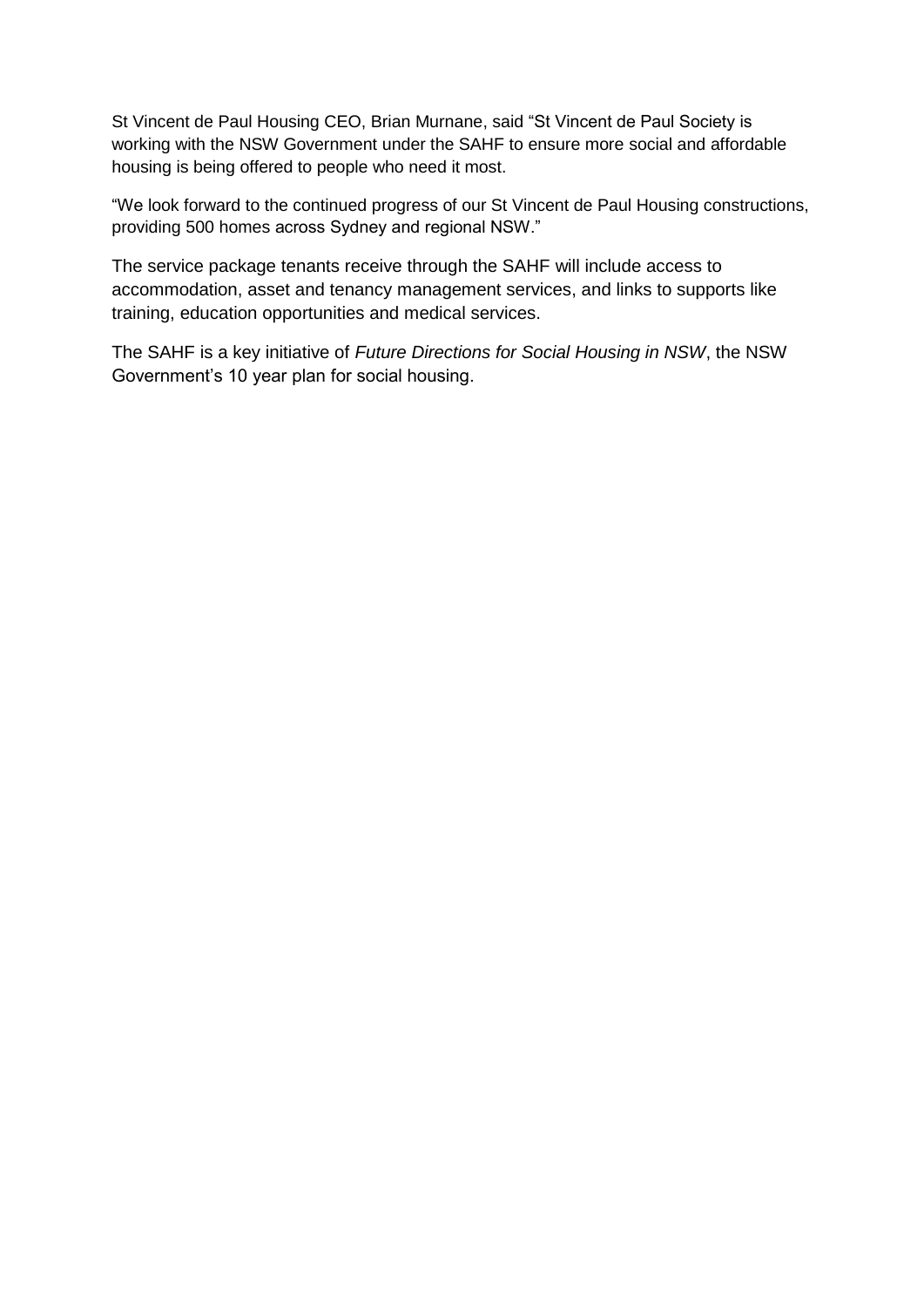St Vincent de Paul Housing CEO, Brian Murnane, said "St Vincent de Paul Society is working with the NSW Government under the SAHF to ensure more social and affordable housing is being offered to people who need it most.

"We look forward to the continued progress of our St Vincent de Paul Housing constructions, providing 500 homes across Sydney and regional NSW."

The service package tenants receive through the SAHF will include access to accommodation, asset and tenancy management services, and links to supports like training, education opportunities and medical services.

The SAHF is a key initiative of *Future Directions for Social Housing in NSW*, the NSW Government's 10 year plan for social housing.